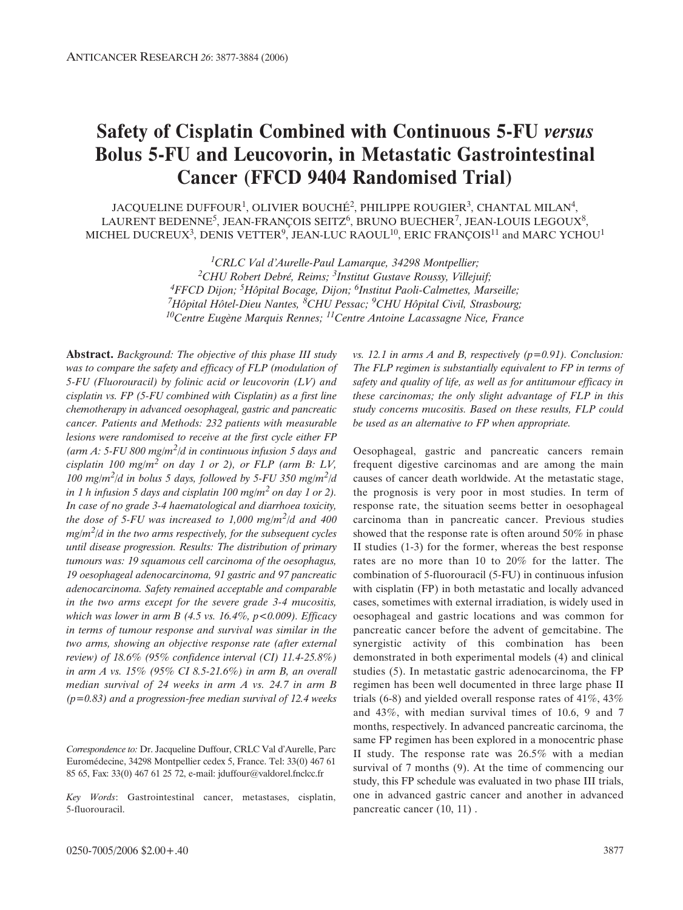# Safety of Cisplatin Combined with Continuous 5-FU *versus* Bolus 5-FU and Leucovorin, in Metastatic Gastrointestinal Cancer (FFCD 9404 Randomised Trial)

JACQUELINE DUFFOUR[1], OLIVIER BOUCHÉ[2], PHILIPPE ROUGIER[3], CHANTAL MILAN[4], LAURENT BEDENNE[5], JEAN-FRANÇOIS SEITZ[6], BRUNO BUECHER[7], JEAN-LOUIS LEGOUX[8], MICHEL DUCREUX[3], DENIS VETTER[9], JEAN-LUC RAOUL[10], ERIC FRANÇOIS[11] and MARC YCHOU[1]

*[1]CRLC Val d'Aurelle-Paul Lamarque, 34298 Montpellier; [2]CHU Robert Debré, Reims; [3]Institut Gustave Roussy, Villejuif; [4]FFCD Dijon; [5]Hôpital Bocage, Dijon; [6]Institut Paoli-Calmettes, Marseille; [7]Hôpital Hôtel-Dieu Nantes, [8]CHU Pessac; [9]CHU Hôpital Civil, Strasbourg; [10]Centre Eugène Marquis Rennes; [11]Centre Antoine Lacassagne Nice, France*

**Abstract.** *Background: The objective of this phase III study was to compare the safety and efficacy of FLP (modulation of 5-FU (Fluorouracil) by folinic acid or leucovorin (LV) and cisplatin vs. FP (5-FU combined with Cisplatin) as a first line chemotherapy in advanced oesophageal, gastric and pancreatic cancer. Patients and Methods: 232 patients with measurable lesions were randomised to receive at the first cycle either FP (arm A: 5-FU 800 mg/m$^2$/d in continuous infusion 5 days and cisplatin 100 mg/m$^2$ on day 1 or 2), or FLP (arm B: LV, 100 mg/m$^2$/d in bolus 5 days, followed by 5-FU 350 mg/m$^2$/d in 1 h infusion 5 days and cisplatin 100 mg/m$^2$ on day 1 or 2). In case of no grade 3-4 haematological and diarrhoea toxicity, the dose of 5-FU was increased to 1,000 mg/m$^2$/d and 400 mg/m$^2$/d in the two arms respectively, for the subsequent cycles until disease progression. Results: The distribution of primary tumours was: 19 squamous cell carcinoma of the oesophagus, 19 oesophageal adenocarcinoma, 91 gastric and 97 pancreatic adenocarcinoma. Safety remained acceptable and comparable in the two arms except for the severe grade 3-4 mucositis, which was lower in arm B (4.5 vs. 16.4%, $p<0.009$). Efficacy in terms of tumour response and survival was similar in the two arms, showing an objective response rate (after external review) of 18.6% (95% confidence interval (CI) 11.4-25.8%) in arm A vs. 15% (95% CI 8.5-21.6%) in arm B, an overall median survival of 24 weeks in arm A vs. 24.7 in arm B ($p=0.83$) and a progression-free median survival of 12.4 weeks vs. 12.1 in arms A and B, respectively ($p=0.91$). Conclusion: The FLP regimen is substantially equivalent to FP in terms of safety and quality of life, as well as for antitumour efficacy in these carcinomas; the only slight advantage of FLP in this study concerns mucositis. Based on these results, FLP could be used as an alternative to FP when appropriate.*

*Correspondence to:* Dr. Jacqueline Duffour, CRLC Val d'Aurelle, Parc Euromédecine, 34298 Montpellier cedex 5, France. Tel: 33(0) 467 61 85 65, Fax: 33(0) 467 61 25 72, e-mail: jduffour@valdorel.fnclcc.fr

*Key Words*: Gastrointestinal cancer, metastases, cisplatin, 5-fluorouracil.

Oesophageal, gastric and pancreatic cancers remain frequent digestive carcinomas and are among the main causes of cancer death worldwide. At the metastatic stage, the prognosis is very poor in most studies. In term of response rate, the situation seems better in oesophageal carcinoma than in pancreatic cancer. Previous studies showed that the response rate is often around 50% in phase II studies (1-3) for the former, whereas the best response rates are no more than 10 to 20% for the latter. The combination of 5-fluorouracil (5-FU) in continuous infusion with cisplatin (FP) in both metastatic and locally advanced cases, sometimes with external irradiation, is widely used in oesophageal and gastric locations and was common for pancreatic cancer before the advent of gemcitabine. The synergistic activity of this combination has been demonstrated in both experimental models (4) and clinical studies (5). In metastatic gastric adenocarcinoma, the FP regimen has been well documented in three large phase II trials (6-8) and yielded overall response rates of 41%, 43% and 43%, with median survival times of 10.6, 9 and 7 months, respectively. In advanced pancreatic carcinoma, the same FP regimen has been explored in a monocentric phase II study. The response rate was 26.5% with a median survival of 7 months (9). At the time of commencing our study, this FP schedule was evaluated in two phase III trials, one in advanced gastric cancer and another in advanced pancreatic cancer (10, 11) .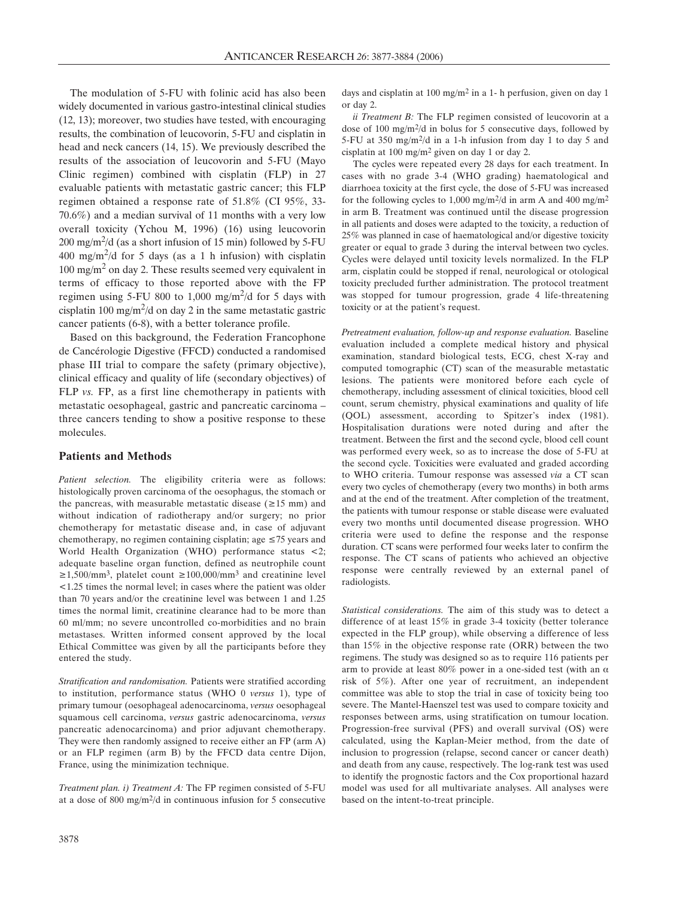The modulation of 5-FU with folinic acid has also been widely documented in various gastro-intestinal clinical studies (12, 13); moreover, two studies have tested, with encouraging results, the combination of leucovorin, 5-FU and cisplatin in head and neck cancers (14, 15). We previously described the results of the association of leucovorin and 5-FU (Mayo Clinic regimen) combined with cisplatin (FLP) in 27 evaluable patients with metastatic gastric cancer; this FLP regimen obtained a response rate of 51.8% (CI 95%, 33-70.6%) and a median survival of 11 months with a very low overall toxicity (Ychou M, 1996) (16) using leucovorin 200 mg/m$^2$/d (as a short infusion of 15 min) followed by 5-FU 400 mg/m$^2$/d for 5 days (as a 1 h infusion) with cisplatin 100 mg/m$^2$ on day 2. These results seemed very equivalent in terms of efficacy to those reported above with the FP regimen using 5-FU 800 to 1,000 mg/m$^2$/d for 5 days with cisplatin 100 mg/m$^2$/d on day 2 in the same metastatic gastric cancer patients (6-8), with a better tolerance profile.

Based on this background, the Federation Francophone de Cancérologie Digestive (FFCD) conducted a randomised phase III trial to compare the safety (primary objective), clinical efficacy and quality of life (secondary objectives) of FLP *vs.* FP, as a first line chemotherapy in patients with metastatic oesophageal, gastric and pancreatic carcinoma – three cancers tending to show a positive response to these molecules.

## Patients and Methods

*Patient selection.* The eligibility criteria were as follows: histologically proven carcinoma of the oesophagus, the stomach or the pancreas, with measurable metastatic disease (≥15 mm) and without indication of radiotherapy and/or surgery; no prior chemotherapy for metastatic disease and, in case of adjuvant chemotherapy, no regimen containing cisplatin; age ≤75 years and World Health Organization (WHO) performance status <2; adequate baseline organ function, defined as neutrophile count ≥1,500/mm$^3$, platelet count ≥100,000/mm$^3$ and creatinine level <1.25 times the normal level; in cases where the patient was older than 70 years and/or the creatinine level was between 1 and 1.25 times the normal limit, creatinine clearance had to be more than 60 ml/mm; no severe uncontrolled co-morbidities and no brain metastases. Written informed consent approved by the local Ethical Committee was given by all the participants before they entered the study.

*Stratification and randomisation.* Patients were stratified according to institution, performance status (WHO 0 *versus* 1), type of primary tumour (oesophageal adenocarcinoma, *versus* oesophageal squamous cell carcinoma, *versus* gastric adenocarcinoma, *versus* pancreatic adenocarcinoma) and prior adjuvant chemotherapy. They were then randomly assigned to receive either an FP (arm A) or an FLP regimen (arm B) by the FFCD data centre Dijon, France, using the minimization technique.

*Treatment plan. i) Treatment A:* The FP regimen consisted of 5-FU at a dose of 800 mg/m$^2$/d in continuous infusion for 5 consecutive days and cisplatin at 100 mg/m$^2$ in a 1- h perfusion, given on day 1 or day 2.

*ii Treatment B:* The FLP regimen consisted of leucovorin at a dose of 100 mg/m$^2$/d in bolus for 5 consecutive days, followed by 5-FU at 350 mg/m$^2$/d in a 1-h infusion from day 1 to day 5 and cisplatin at 100 mg/m$^2$ given on day 1 or day 2.

The cycles were repeated every 28 days for each treatment. In cases with no grade 3-4 (WHO grading) haematological and diarrhoea toxicity at the first cycle, the dose of 5-FU was increased for the following cycles to 1,000 mg/m$^2$/d in arm A and 400 mg/m$^2$ in arm B. Treatment was continued until the disease progression in all patients and doses were adapted to the toxicity, a reduction of 25% was planned in case of haematological and/or digestive toxicity greater or equal to grade 3 during the interval between two cycles. Cycles were delayed until toxicity levels normalized. In the FLP arm, cisplatin could be stopped if renal, neurological or otological toxicity precluded further administration. The protocol treatment was stopped for tumour progression, grade 4 life-threatening toxicity or at the patient's request.

*Pretreatment evaluation, follow-up and response evaluation.* Baseline evaluation included a complete medical history and physical examination, standard biological tests, ECG, chest X-ray and computed tomographic (CT) scan of the measurable metastatic lesions. The patients were monitored before each cycle of chemotherapy, including assessment of clinical toxicities, blood cell count, serum chemistry, physical examinations and quality of life (QOL) assessment, according to Spitzer's index (1981). Hospitalisation durations were noted during and after the treatment. Between the first and the second cycle, blood cell count was performed every week, so as to increase the dose of 5-FU at the second cycle. Toxicities were evaluated and graded according to WHO criteria. Tumour response was assessed *via* a CT scan every two cycles of chemotherapy (every two months) in both arms and at the end of the treatment. After completion of the treatment, the patients with tumour response or stable disease were evaluated every two months until documented disease progression. WHO criteria were used to define the response and the response duration. CT scans were performed four weeks later to confirm the response. The CT scans of patients who achieved an objective response were centrally reviewed by an external panel of radiologists.

*Statistical considerations.* The aim of this study was to detect a difference of at least 15% in grade 3-4 toxicity (better tolerance expected in the FLP group), while observing a difference of less than 15% in the objective response rate (ORR) between the two regimens. The study was designed so as to require 116 patients per arm to provide at least 80% power in a one-sided test (with an $\alpha$ risk of 5%). After one year of recruitment, an independent committee was able to stop the trial in case of toxicity being too severe. The Mantel-Haenszel test was used to compare toxicity and responses between arms, using stratification on tumour location. Progression-free survival (PFS) and overall survival (OS) were calculated, using the Kaplan-Meier method, from the date of inclusion to progression (relapse, second cancer or cancer death) and death from any cause, respectively. The log-rank test was used to identify the prognostic factors and the Cox proportional hazard model was used for all multivariate analyses. All analyses were based on the intent-to-treat principle.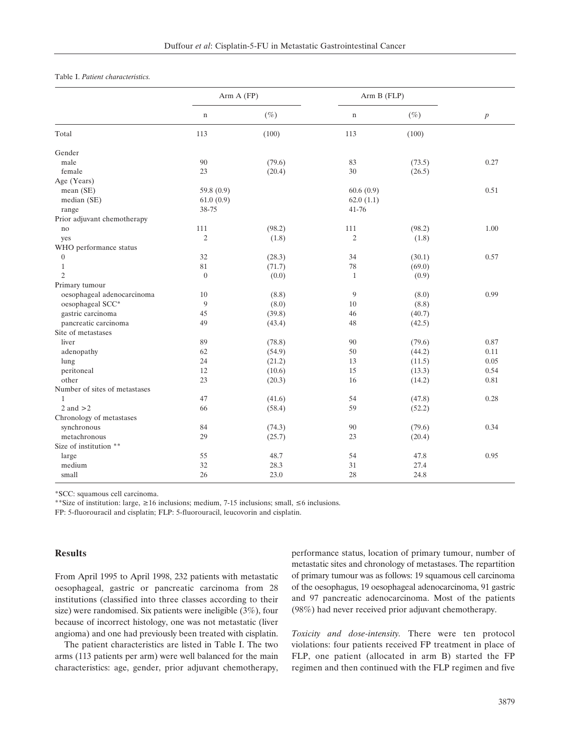Table I. *Patient characteristics.*

| | Arm A (FP) | | Arm B (FLP) | | |
|---|---|---|---|---|---|
| | n | (%) | n | (%) | *p* |
| Total | 113 | (100) | 113 | (100) | |
| Gender | | | | | |
| male | 90 | (79.6) | 83 | (73.5) | 0.27 |
| female | 23 | (20.4) | 30 | (26.5) | |
| Age (Years) | | | | | |
| mean (SE) | 59.8 (0.9) | | 60.6 (0.9) | | 0.51 |
| median (SE) | 61.0 (0.9) | | 62.0 (1.1) | | |
| range | 38-75 | | 41-76 | | |
| Prior adjuvant chemotherapy | | | | | |
| no | 111 | (98.2) | 111 | (98.2) | 1.00 |
| yes | 2 | (1.8) | 2 | (1.8) | |
| WHO performance status | | | | | |
| 0 | 32 | (28.3) | 34 | (30.1) | 0.57 |
| 1 | 81 | (71.7) | 78 | (69.0) | |
| 2 | 0 | (0.0) | 1 | (0.9) | |
| Primary tumour | | | | | |
| oesophageal adenocarcinoma | 10 | (8.8) | 9 | (8.0) | 0.99 |
| oesophageal SCC* | 9 | (8.0) | 10 | (8.8) | |
| gastric carcinoma | 45 | (39.8) | 46 | (40.7) | |
| pancreatic carcinoma | 49 | (43.4) | 48 | (42.5) | |
| Site of metastases | | | | | |
| liver | 89 | (78.8) | 90 | (79.6) | 0.87 |
| adenopathy | 62 | (54.9) | 50 | (44.2) | 0.11 |
| lung | 24 | (21.2) | 13 | (11.5) | 0.05 |
| peritoneal | 12 | (10.6) | 15 | (13.3) | 0.54 |
| other | 23 | (20.3) | 16 | (14.2) | 0.81 |
| Number of sites of metastases | | | | | |
| 1 | 47 | (41.6) | 54 | (47.8) | 0.28 |
| 2 and >2 | 66 | (58.4) | 59 | (52.2) | |
| Chronology of metastases | | | | | |
| synchronous | 84 | (74.3) | 90 | (79.6) | 0.34 |
| metachronous | 29 | (25.7) | 23 | (20.4) | |
| Size of institution ** | | | | | |
| large | 55 | 48.7 | 54 | 47.8 | 0.95 |
| medium | 32 | 28.3 | 31 | 27.4 | |
| small | 26 | 23.0 | 28 | 24.8 | |

*SCC: squamous cell carcinoma.

**Size of institution: large, ≥16 inclusions; medium, 7-15 inclusions; small, ≤6 inclusions.

FP: 5-fluorouracil and cisplatin; FLP: 5-fluorouracil, leucovorin and cisplatin.

## Results

From April 1995 to April 1998, 232 patients with metastatic oesophageal, gastric or pancreatic carcinoma from 28 institutions (classified into three classes according to their size) were randomised. Six patients were ineligible (3%), four because of incorrect histology, one was not metastatic (liver angioma) and one had previously been treated with cisplatin.

The patient characteristics are listed in Table I. The two arms (113 patients per arm) were well balanced for the main characteristics: age, gender, prior adjuvant chemotherapy, performance status, location of primary tumour, number of metastatic sites and chronology of metastases. The repartition of primary tumour was as follows: 19 squamous cell carcinoma of the oesophagus, 19 oesophageal adenocarcinoma, 91 gastric and 97 pancreatic adenocarcinoma. Most of the patients (98%) had never received prior adjuvant chemotherapy.

*Toxicity and dose-intensity.* There were ten protocol violations: four patients received FP treatment in place of FLP, one patient (allocated in arm B) started the FP regimen and then continued with the FLP regimen and five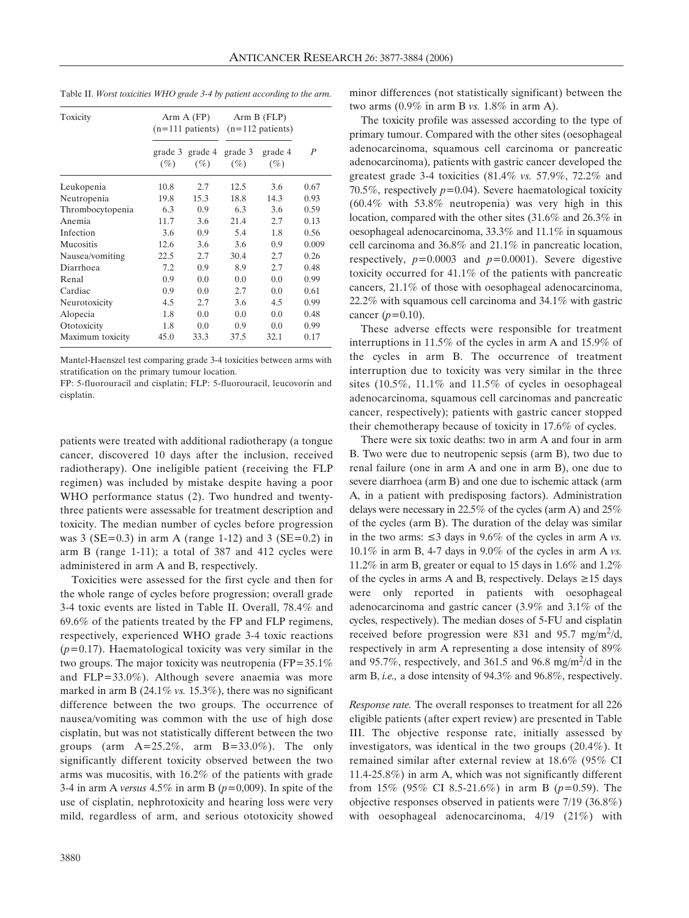Table II. *Worst toxicities WHO grade 3-4 by patient according to the arm.*

| Toxicity | Arm A (FP) (n=111 patients) | | Arm B (FLP) (n=112 patients) | | |
|---|---|---|---|---|---|
| | grade 3 (%) | grade 4 (%) | grade 3 (%) | grade 4 (%) | *P* |
| Leukopenia | 10.8 | 2.7 | 12.5 | 3.6 | 0.67 |
| Neutropenia | 19.8 | 15.3 | 18.8 | 14.3 | 0.93 |
| Thrombocytopenia | 6.3 | 0.9 | 6.3 | 3.6 | 0.59 |
| Anemia | 11.7 | 3.6 | 21.4 | 2.7 | 0.13 |
| Infection | 3.6 | 0.9 | 5.4 | 1.8 | 0.56 |
| Mucositis | 12.6 | 3.6 | 3.6 | 0.9 | 0.009 |
| Nausea/vomiting | 22.5 | 2.7 | 30.4 | 2.7 | 0.26 |
| Diarrhoea | 7.2 | 0.9 | 8.9 | 2.7 | 0.48 |
| Renal | 0.9 | 0.0 | 0.0 | 0.0 | 0.99 |
| Cardiac | 0.9 | 0.0 | 2.7 | 0.0 | 0.61 |
| Neurotoxicity | 4.5 | 2.7 | 3.6 | 4.5 | 0.99 |
| Alopecia | 1.8 | 0.0 | 0.0 | 0.0 | 0.48 |
| Ototoxicity | 1.8 | 0.0 | 0.9 | 0.0 | 0.99 |
| Maximum toxicity | 45.0 | 33.3 | 37.5 | 32.1 | 0.17 |

Mantel-Haenszel test comparing grade 3-4 toxicities between arms with stratification on the primary tumour location.

FP: 5-fluorouracil and cisplatin; FLP: 5-fluorouracil, leucovorin and cisplatin.

patients were treated with additional radiotherapy (a tongue cancer, discovered 10 days after the inclusion, received radiotherapy). One ineligible patient (receiving the FLP regimen) was included by mistake despite having a poor WHO performance status (2). Two hundred and twenty-three patients were assessable for treatment description and toxicity. The median number of cycles before progression was 3 (SE=0.3) in arm A (range 1-12) and 3 (SE=0.2) in arm B (range 1-11); a total of 387 and 412 cycles were administered in arm A and B, respectively.

Toxicities were assessed for the first cycle and then for the whole range of cycles before progression; overall grade 3-4 toxic events are listed in Table II. Overall, 78.4% and 69.6% of the patients treated by the FP and FLP regimens, respectively, experienced WHO grade 3-4 toxic reactions ($p$=0.17). Haematological toxicity was very similar in the two groups. The major toxicity was neutropenia (FP=35.1% and FLP=33.0%). Although severe anaemia was more marked in arm B (24.1% *vs.* 15.3%), there was no significant difference between the two groups. The occurrence of nausea/vomiting was common with the use of high dose cisplatin, but was not statistically different between the two groups (arm A=25.2%, arm B=33.0%). The only significantly different toxicity observed between the two arms was mucositis, with 16.2% of the patients with grade 3-4 in arm A *versus* 4.5% in arm B ($p$=0,009). In spite of the use of cisplatin, nephrotoxicity and hearing loss were very mild, regardless of arm, and serious ototoxicity showed minor differences (not statistically significant) between the two arms (0.9% in arm B *vs.* 1.8% in arm A).

The toxicity profile was assessed according to the type of primary tumour. Compared with the other sites (oesophageal adenocarcinoma, squamous cell carcinoma or pancreatic adenocarcinoma), patients with gastric cancer developed the greatest grade 3-4 toxicities (81.4% *vs.* 57.9%, 72.2% and 70.5%, respectively $p$=0.04). Severe haematological toxicity (60.4% with 53.8% neutropenia) was very high in this location, compared with the other sites (31.6% and 26.3% in oesophageal adenocarcinoma, 33.3% and 11.1% in squamous cell carcinoma and 36.8% and 21.1% in pancreatic location, respectively, $p$=0.0003 and $p$=0.0001). Severe digestive toxicity occurred for 41.1% of the patients with pancreatic cancers, 21.1% of those with oesophageal adenocarcinoma, 22.2% with squamous cell carcinoma and 34.1% with gastric cancer ($p$=0.10).

These adverse effects were responsible for treatment interruptions in 11.5% of the cycles in arm A and 15.9% of the cycles in arm B. The occurrence of treatment interruption due to toxicity was very similar in the three sites (10.5%, 11.1% and 11.5% of cycles in oesophageal adenocarcinoma, squamous cell carcinomas and pancreatic cancer, respectively); patients with gastric cancer stopped their chemotherapy because of toxicity in 17.6% of cycles.

There were six toxic deaths: two in arm A and four in arm B. Two were due to neutropenic sepsis (arm B), two due to renal failure (one in arm A and one in arm B), one due to severe diarrhoea (arm B) and one due to ischemic attack (arm A, in a patient with predisposing factors). Administration delays were necessary in 22.5% of the cycles (arm A) and 25% of the cycles (arm B). The duration of the delay was similar in the two arms: ≤3 days in 9.6% of the cycles in arm A *vs.* 10.1% in arm B, 4-7 days in 9.0% of the cycles in arm A *vs.* 11.2% in arm B, greater or equal to 15 days in 1.6% and 1.2% of the cycles in arms A and B, respectively. Delays ≥15 days were only reported in patients with oesophageal adenocarcinoma and gastric cancer (3.9% and 3.1% of the cycles, respectively). The median doses of 5-FU and cisplatin received before progression were 831 and 95.7 mg/m$^2$/d, respectively in arm A representing a dose intensity of 89% and 95.7%, respectively, and 361.5 and 96.8 mg/m$^2$/d in the arm B, *i.e.,* a dose intensity of 94.3% and 96.8%, respectively.

*Response rate.* The overall responses to treatment for all 226 eligible patients (after expert review) are presented in Table III. The objective response rate, initially assessed by investigators, was identical in the two groups (20.4%). It remained similar after external review at 18.6% (95% CI 11.4-25.8%) in arm A, which was not significantly different from 15% (95% CI 8.5-21.6%) in arm B ($p$=0.59). The objective responses observed in patients were 7/19 (36.8%) with oesophageal adenocarcinoma, 4/19 (21%) with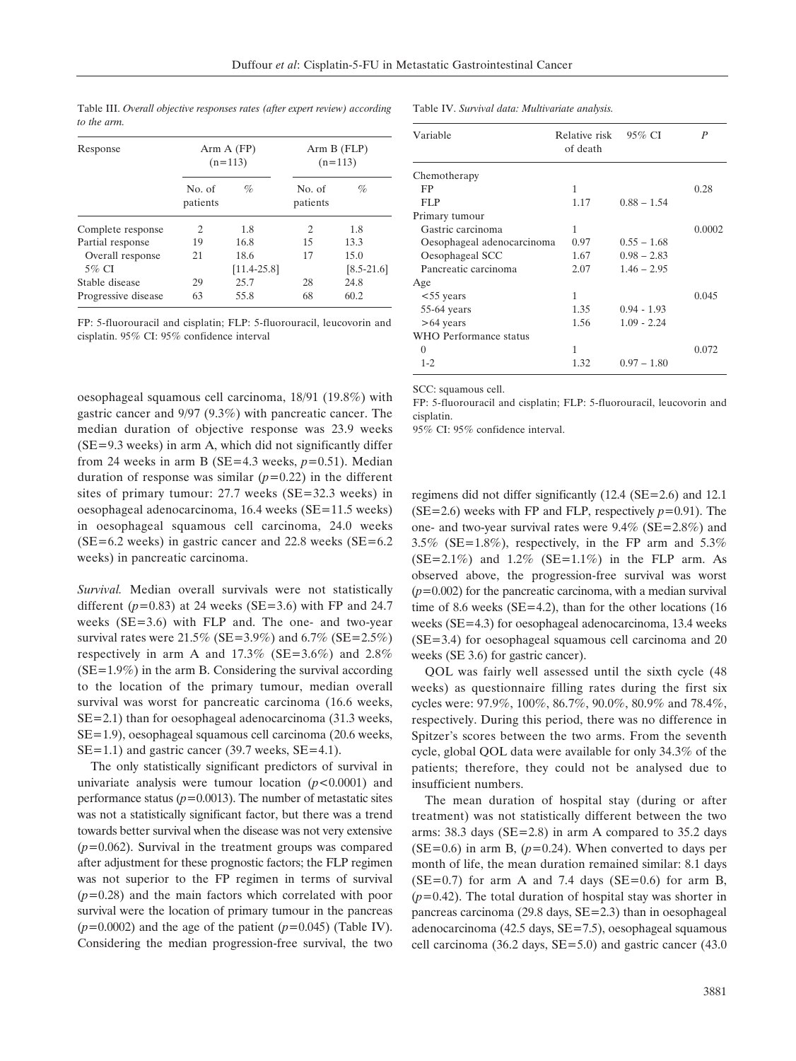Table III. *Overall objective responses rates (after expert review) according to the arm.*

| Response | Arm A (FP) (n=113) | | Arm B (FLP) (n=113) | |
|---|---|---|---|---|
| | No. of patients | % | No. of patients | % |
| Complete response | 2 | 1.8 | 2 | 1.8 |
| Partial response | 19 | 16.8 | 15 | 13.3 |
| Overall response | 21 | 18.6 | 17 | 15.0 |
| 5% CI | | [11.4-25.8] | | [8.5-21.6] |
| Stable disease | 29 | 25.7 | 28 | 24.8 |
| Progressive disease | 63 | 55.8 | 68 | 60.2 |

FP: 5-fluorouracil and cisplatin; FLP: 5-fluorouracil, leucovorin and cisplatin. 95% CI: 95% confidence interval

Table IV. *Survival data: Multivariate analysis.*

| Variable | Relative risk of death | 95% CI | *P* |
|---|---|---|---|
| Chemotherapy | | | |
| FP | 1 | | 0.28 |
| FLP | 1.17 | 0.88 – 1.54 | |
| Primary tumour | | | |
| Gastric carcinoma | 1 | | 0.0002 |
| Oesophageal adenocarcinoma | 0.97 | 0.55 – 1.68 | |
| Oesophageal SCC | 1.67 | 0.98 – 2.83 | |
| Pancreatic carcinoma | 2.07 | 1.46 – 2.95 | |
| Age | | | |
| <55 years | 1 | | 0.045 |
| 55-64 years | 1.35 | 0.94 - 1.93 | |
| >64 years | 1.56 | 1.09 - 2.24 | |
| WHO Performance status | | | |
| 0 | 1 | | 0.072 |
| 1-2 | 1.32 | 0.97 – 1.80 | |

SCC: squamous cell.
FP: 5-fluorouracil and cisplatin; FLP: 5-fluorouracil, leucovorin and cisplatin.
95% CI: 95% confidence interval.

oesophageal squamous cell carcinoma, 18/91 (19.8%) with gastric cancer and 9/97 (9.3%) with pancreatic cancer. The median duration of objective response was 23.9 weeks (SE=9.3 weeks) in arm A, which did not significantly differ from 24 weeks in arm B (SE=4.3 weeks, $p$=0.51). Median duration of response was similar ($p$=0.22) in the different sites of primary tumour: 27.7 weeks (SE=32.3 weeks) in oesophageal adenocarcinoma, 16.4 weeks (SE=11.5 weeks) in oesophageal squamous cell carcinoma, 24.0 weeks (SE=6.2 weeks) in gastric cancer and 22.8 weeks (SE=6.2 weeks) in pancreatic carcinoma.

*Survival.* Median overall survivals were not statistically different ($p$=0.83) at 24 weeks (SE=3.6) with FP and 24.7 weeks (SE=3.6) with FLP and. The one- and two-year survival rates were 21.5% (SE=3.9%) and 6.7% (SE=2.5%) respectively in arm A and 17.3% (SE=3.6%) and 2.8% (SE=1.9%) in the arm B. Considering the survival according to the location of the primary tumour, median overall survival was worst for pancreatic carcinoma (16.6 weeks, SE=2.1) than for oesophageal adenocarcinoma (31.3 weeks, SE=1.9), oesophageal squamous cell carcinoma (20.6 weeks, SE=1.1) and gastric cancer (39.7 weeks, SE=4.1).

The only statistically significant predictors of survival in univariate analysis were tumour location ($p$<0.0001) and performance status ($p$=0.0013). The number of metastatic sites was not a statistically significant factor, but there was a trend towards better survival when the disease was not very extensive ($p$=0.062). Survival in the treatment groups was compared after adjustment for these prognostic factors; the FLP regimen was not superior to the FP regimen in terms of survival ($p$=0.28) and the main factors which correlated with poor survival were the location of primary tumour in the pancreas ($p$=0.0002) and the age of the patient ($p$=0.045) (Table IV). Considering the median progression-free survival, the two regimens did not differ significantly (12.4 (SE=2.6) and 12.1 (SE=2.6) weeks with FP and FLP, respectively $p$=0.91). The one- and two-year survival rates were 9.4% (SE=2.8%) and 3.5% (SE=1.8%), respectively, in the FP arm and 5.3% (SE=2.1%) and 1.2% (SE=1.1%) in the FLP arm. As observed above, the progression-free survival was worst ($p$=0.002) for the pancreatic carcinoma, with a median survival time of 8.6 weeks (SE=4.2), than for the other locations (16 weeks (SE=4.3) for oesophageal adenocarcinoma, 13.4 weeks (SE=3.4) for oesophageal squamous cell carcinoma and 20 weeks (SE 3.6) for gastric cancer).

QOL was fairly well assessed until the sixth cycle (48 weeks) as questionnaire filling rates during the first six cycles were: 97.9%, 100%, 86.7%, 90.0%, 80.9% and 78.4%, respectively. During this period, there was no difference in Spitzer's scores between the two arms. From the seventh cycle, global QOL data were available for only 34.3% of the patients; therefore, they could not be analysed due to insufficient numbers.

The mean duration of hospital stay (during or after treatment) was not statistically different between the two arms: 38.3 days (SE=2.8) in arm A compared to 35.2 days (SE=0.6) in arm B, ($p$=0.24). When converted to days per month of life, the mean duration remained similar: 8.1 days (SE=0.7) for arm A and 7.4 days (SE=0.6) for arm B, ($p$=0.42). The total duration of hospital stay was shorter in pancreas carcinoma (29.8 days, SE=2.3) than in oesophageal adenocarcinoma (42.5 days, SE=7.5), oesophageal squamous cell carcinoma (36.2 days, SE=5.0) and gastric cancer (43.0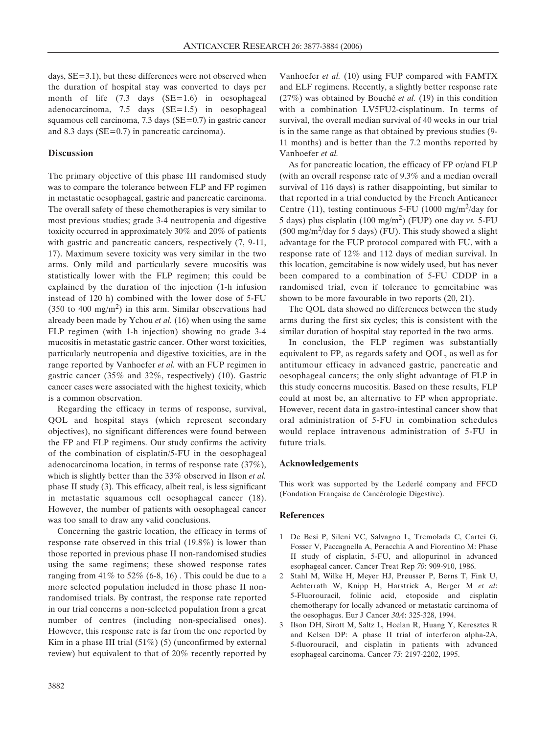days, SE=3.1), but these differences were not observed when the duration of hospital stay was converted to days per month of life (7.3 days (SE=1.6) in oesophageal adenocarcinoma, 7.5 days (SE=1.5) in oesophageal squamous cell carcinoma, 7.3 days (SE=0.7) in gastric cancer and 8.3 days (SE=0.7) in pancreatic carcinoma).

## Discussion

The primary objective of this phase III randomised study was to compare the tolerance between FLP and FP regimen in metastatic oesophageal, gastric and pancreatic carcinoma. The overall safety of these chemotherapies is very similar to most previous studies; grade 3-4 neutropenia and digestive toxicity occurred in approximately 30% and 20% of patients with gastric and pancreatic cancers, respectively (7, 9-11, 17). Maximum severe toxicity was very similar in the two arms. Only mild and particularly severe mucositis was statistically lower with the FLP regimen; this could be explained by the duration of the injection (1-h infusion instead of 120 h) combined with the lower dose of 5-FU (350 to 400 mg/m$^2$) in this arm. Similar observations had already been made by Ychou *et al.* (16) when using the same FLP regimen (with 1-h injection) showing no grade 3-4 mucositis in metastatic gastric cancer. Other worst toxicities, particularly neutropenia and digestive toxicities, are in the range reported by Vanhoefer *et al.* with an FUP regimen in gastric cancer (35% and 32%, respectively) (10). Gastric cancer cases were associated with the highest toxicity, which is a common observation.

Regarding the efficacy in terms of response, survival, QOL and hospital stays (which represent secondary objectives), no significant differences were found between the FP and FLP regimens. Our study confirms the activity of the combination of cisplatin/5-FU in the oesophageal adenocarcinoma location, in terms of response rate (37%), which is slightly better than the 33% observed in Ilson *et al.* phase II study (3). This efficacy, albeit real, is less significant in metastatic squamous cell oesophageal cancer (18). However, the number of patients with oesophageal cancer was too small to draw any valid conclusions.

Concerning the gastric location, the efficacy in terms of response rate observed in this trial (19.8%) is lower than those reported in previous phase II non-randomised studies using the same regimens; these showed response rates ranging from 41% to 52% (6-8, 16) . This could be due to a more selected population included in those phase II non-randomised trials. By contrast, the response rate reported in our trial concerns a non-selected population from a great number of centres (including non-specialised ones). However, this response rate is far from the one reported by Kim in a phase III trial (51%) (5) (unconfirmed by external review) but equivalent to that of 20% recently reported by Vanhoefer *et al.* (10) using FUP compared with FAMTX and ELF regimens. Recently, a slightly better response rate (27%) was obtained by Bouché *et al.* (19) in this condition with a combination LV5FU2-cisplatinum. In terms of survival, the overall median survival of 40 weeks in our trial is in the same range as that obtained by previous studies (9-11 months) and is better than the 7.2 months reported by Vanhoefer *et al.*

As for pancreatic location, the efficacy of FP or/and FLP (with an overall response rate of 9.3% and a median overall survival of 116 days) is rather disappointing, but similar to that reported in a trial conducted by the French Anticancer Centre (11), testing continuous 5-FU (1000 mg/m$^2$/day for 5 days) plus cisplatin (100 mg/m$^2$) (FUP) one day *vs.* 5-FU (500 mg/m$^2$/day for 5 days) (FU). This study showed a slight advantage for the FUP protocol compared with FU, with a response rate of 12% and 112 days of median survival. In this location, gemcitabine is now widely used, but has never been compared to a combination of 5-FU CDDP in a randomised trial, even if tolerance to gemcitabine was shown to be more favourable in two reports (20, 21).

The QOL data showed no differences between the study arms during the first six cycles; this is consistent with the similar duration of hospital stay reported in the two arms.

In conclusion, the FLP regimen was substantially equivalent to FP, as regards safety and QOL, as well as for antitumour efficacy in advanced gastric, pancreatic and oesophageal cancers; the only slight advantage of FLP in this study concerns mucositis. Based on these results, FLP could at most be, an alternative to FP when appropriate. However, recent data in gastro-intestinal cancer show that oral administration of 5-FU in combination schedules would replace intravenous administration of 5-FU in future trials.

## Acknowledgements

This work was supported by the Lederlé company and FFCD (Fondation Française de Cancérologie Digestive).

## References

1. De Besi P, Sileni VC, Salvagno L, Tremolada C, Cartei G, Fosser V, Paccagnella A, Peracchia A and Fiorentino M: Phase II study of cisplatin, 5-FU, and allopurinol in advanced esophageal cancer. Cancer Treat Rep *70*: 909-910, 1986.
2. Stahl M, Wilke H, Meyer HJ, Preusser P, Berns T, Fink U, Achterrath W, Knipp H, Harstrick A, Berger M *et al*: 5-Fluorouracil, folinic acid, etoposide and cisplatin chemotherapy for locally advanced or metastatic carcinoma of the oesophagus. Eur J Cancer *30A*: 325-328, 1994.
3. Ilson DH, Sirott M, Saltz L, Heelan R, Huang Y, Keresztes R and Kelsen DP: A phase II trial of interferon alpha-2A, 5-fluorouracil, and cisplatin in patients with advanced esophageal carcinoma. Cancer *75*: 2197-2202, 1995.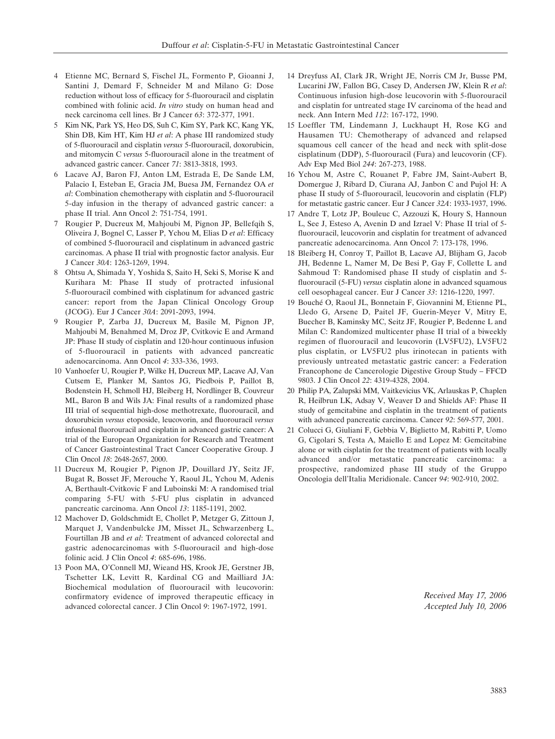4 Etienne MC, Bernard S, Fischel JL, Formento P, Gioanni J, Santini J, Demard F, Schneider M and Milano G: Dose reduction without loss of efficacy for 5-fluorouracil and cisplatin combined with folinic acid. *In vitro* study on human head and neck carcinoma cell lines. Br J Cancer *63*: 372-377, 1991.

5 Kim NK, Park YS, Heo DS, Suh C, Kim SY, Park KC, Kang YK, Shin DB, Kim HT, Kim HJ *et al*: A phase III randomized study of 5-fluorouracil and cisplatin *versus* 5-fluorouracil, doxorubicin, and mitomycin C *versus* 5-fluorouracil alone in the treatment of advanced gastric cancer. Cancer *71*: 3813-3818, 1993.

6 Lacave AJ, Baron FJ, Anton LM, Estrada E, De Sande LM, Palacio I, Esteban E, Gracia JM, Buesa JM, Fernandez OA *et al*: Combination chemotherapy with cisplatin and 5-fluorouracil 5-day infusion in the therapy of advanced gastric cancer: a phase II trial. Ann Oncol *2*: 751-754, 1991.

7 Rougier P, Ducreux M, Mahjoubi M, Pignon JP, Bellefqih S, Oliveira J, Bognel C, Lasser P, Ychou M, Elias D *et al*: Efficacy of combined 5-fluorouracil and cisplatinum in advanced gastric carcinomas. A phase II trial with prognostic factor analysis. Eur J Cancer *30A*: 1263-1269, 1994.

8 Ohtsu A, Shimada Y, Yoshida S, Saito H, Seki S, Morise K and Kurihara M: Phase II study of protracted infusional 5-fluorouracil combined with cisplatinum for advanced gastric cancer: report from the Japan Clinical Oncology Group (JCOG). Eur J Cancer *30A*: 2091-2093, 1994.

9 Rougier P, Zarba JJ, Ducreux M, Basile M, Pignon JP, Mahjoubi M, Benahmed M, Droz JP, Cvitkovic E and Armand JP: Phase II study of cisplatin and 120-hour continuous infusion of 5-fluorouracil in patients with advanced pancreatic adenocarcinoma. Ann Oncol *4*: 333-336, 1993.

10 Vanhoefer U, Rougier P, Wilke H, Ducreux MP, Lacave AJ, Van Cutsem E, Planker M, Santos JG, Piedbois P, Paillot B, Bodenstein H, Schmoll HJ, Bleiberg H, Nordlinger B, Couvreur ML, Baron B and Wils JA: Final results of a randomized phase III trial of sequential high-dose methotrexate, fluorouracil, and doxorubicin *versus* etoposide, leucovorin, and fluorouracil *versus* infusional fluorouracil and cisplatin in advanced gastric cancer: A trial of the European Organization for Research and Treatment of Cancer Gastrointestinal Tract Cancer Cooperative Group. J Clin Oncol *18*: 2648-2657, 2000.

11 Ducreux M, Rougier P, Pignon JP, Douillard JY, Seitz JF, Bugat R, Bosset JF, Merouche Y, Raoul JL, Ychou M, Adenis A, Berthault-Cvitkovic F and Luboinski M: A randomised trial comparing 5-FU with 5-FU plus cisplatin in advanced pancreatic carcinoma. Ann Oncol *13*: 1185-1191, 2002.

12 Machover D, Goldschmidt E, Chollet P, Metzger G, Zittoun J, Marquet J, Vandenbulcke JM, Misset JL, Schwarzenberg L, Fourtillan JB and *et al*: Treatment of advanced colorectal and gastric adenocarcinomas with 5-fluorouracil and high-dose folinic acid. J Clin Oncol *4*: 685-696, 1986.

13 Poon MA, O'Connell MJ, Wieand HS, Krook JE, Gerstner JB, Tschetter LK, Levitt R, Kardinal CG and Mailliard JA: Biochemical modulation of fluorouracil with leucovorin: confirmatory evidence of improved therapeutic efficacy in advanced colorectal cancer. J Clin Oncol *9*: 1967-1972, 1991.

14 Dreyfuss AI, Clark JR, Wright JE, Norris CM Jr, Busse PM, Lucarini JW, Fallon BG, Casey D, Andersen JW, Klein R *et al*: Continuous infusion high-dose leucovorin with 5-fluorouracil and cisplatin for untreated stage IV carcinoma of the head and neck. Ann Intern Med *112*: 167-172, 1990.

15 Loeffler TM, Lindemann J, Luckhaupt H, Rose KG and Hausamen TU: Chemotherapy of advanced and relapsed squamous cell cancer of the head and neck with split-dose cisplatinum (DDP), 5-fluorouracil (Fura) and leucovorin (CF). Adv Exp Med Biol *244*: 267-273, 1988.

16 Ychou M, Astre C, Rouanet P, Fabre JM, Saint-Aubert B, Domergue J, Ribard D, Ciurana AJ, Janbon C and Pujol H: A phase II study of 5-fluorouracil, leucovorin and cisplatin (FLP) for metastatic gastric cancer. Eur J Cancer *32A*: 1933-1937, 1996.

17 Andre T, Lotz JP, Bouleuc C, Azzouzi K, Houry S, Hannoun L, See J, Esteso A, Avenin D and Izrael V: Phase II trial of 5-fluorouracil, leucovorin and cisplatin for treatment of advanced pancreatic adenocarcinoma. Ann Oncol *7*: 173-178, 1996.

18 Bleiberg H, Conroy T, Paillot B, Lacave AJ, Blijham G, Jacob JH, Bedenne L, Namer M, De Besi P, Gay F, Collette L and Sahmoud T: Randomised phase II study of cisplatin and 5-fluorouracil (5-FU) *versus* cisplatin alone in advanced squamous cell oesophageal cancer. Eur J Cancer *33*: 1216-1220, 1997.

19 Bouché O, Raoul JL, Bonnetain F, Giovannini M, Etienne PL, Lledo G, Arsene D, Paitel JF, Guerin-Meyer V, Mitry E, Buecher B, Kaminsky MC, Seitz JF, Rougier P, Bedenne L and Milan C: Randomized multicenter phase II trial of a biweekly regimen of fluorouracil and leucovorin (LV5FU2), LV5FU2 plus cisplatin, or LV5FU2 plus irinotecan in patients with previously untreated metastatic gastric cancer: a Federation Francophone de Cancerologie Digestive Group Study – FFCD 9803. J Clin Oncol *22*: 4319-4328, 2004.

20 Philip PA, Zalupski MM, Vaitkevicius VK, Arlauskas P, Chaplen R, Heilbrun LK, Adsay V, Weaver D and Shields AF: Phase II study of gemcitabine and cisplatin in the treatment of patients with advanced pancreatic carcinoma. Cancer *92*: 569-577, 2001.

21 Colucci G, Giuliani F, Gebbia V, Biglietto M, Rabitti P, Uomo G, Cigolari S, Testa A, Maiello E and Lopez M: Gemcitabine alone or with cisplatin for the treatment of patients with locally advanced and/or metastatic pancreatic carcinoma: a prospective, randomized phase III study of the Gruppo Oncologia dell'Italia Meridionale. Cancer *94*: 902-910, 2002.

*Received May 17, 2006*
*Accepted July 10, 2006*